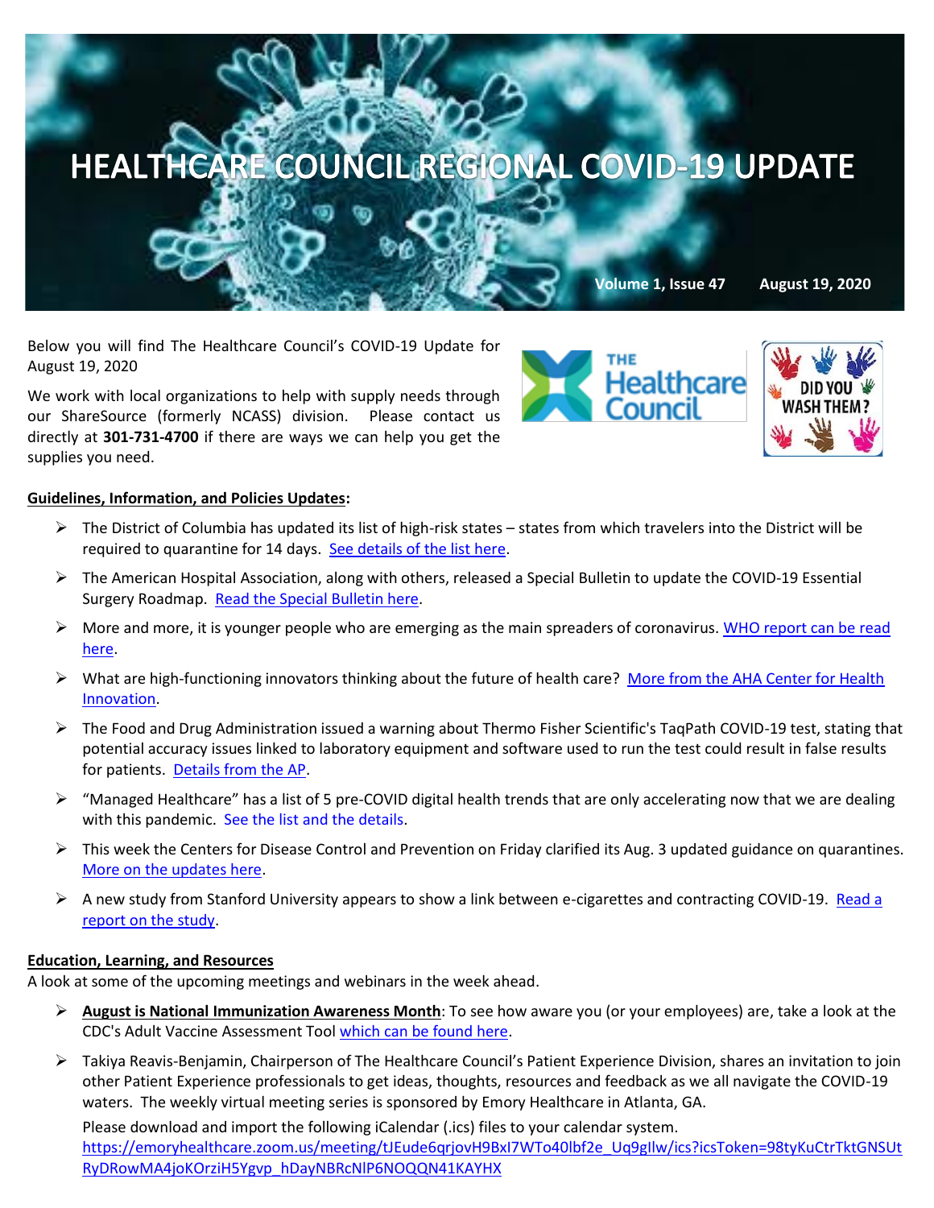# HEALTHCARE COUNCIL REGIONAL COVID-19 UPDATE

**Volume 1, Issue 47** **August 19, 2020**

Below you will find The Healthcare Council's COVID-19 Update for August 19, 2020

We work with local organizations to help with supply needs through our ShareSource (formerly NCASS) division. Please contact us directly at **301-731-4700** if there are ways we can help you get the supplies you need.

**Guidelines, Information, and Policies Updates:**

- The District of Columbia has updated its list of high-risk states – states from which travelers into the District will be required to quarantine for 14 days. See details of the list here.
- The American Hospital Association, along with others, released a Special Bulletin to update the COVID-19 Essential Surgery Roadmap. Read the Special Bulletin here.
- More and more, it is younger people who are emerging as the main spreaders of coronavirus. WHO report can be read here.
- What are high-functioning innovators thinking about the future of health care? More from the AHA Center for Health Innovation.
- The Food and Drug Administration issued a warning about Thermo Fisher Scientific's TaqPath COVID-19 test, stating that potential accuracy issues linked to laboratory equipment and software used to run the test could result in false results for patients. Details from the AP.
- "Managed Healthcare" has a list of 5 pre-COVID digital health trends that are only accelerating now that we are dealing with this pandemic. See the list and the details.
- This week the Centers for Disease Control and Prevention on Friday clarified its Aug. 3 updated guidance on quarantines. More on the updates here.
- A new study from Stanford University appears to show a link between e-cigarettes and contracting COVID-19. Read a report on the study.

**Education, Learning, and Resources**

A look at some of the upcoming meetings and webinars in the week ahead.

- **August is National Immunization Awareness Month**: To see how aware you (or your employees) are, take a look at the CDC's Adult Vaccine Assessment Tool which can be found here.
- Takiya Reavis-Benjamin, Chairperson of The Healthcare Council's Patient Experience Division, shares an invitation to join other Patient Experience professionals to get ideas, thoughts, resources and feedback as we all navigate the COVID-19 waters. The weekly virtual meeting series is sponsored by Emory Healthcare in Atlanta, GA.

  Please download and import the following iCalendar (.ics) files to your calendar system.
  https://emoryhealthcare.zoom.us/meeting/tJEude6qrjovH9BxI7WTo40lbf2e_Uq9gIlw/ics?icsToken=98tyKuCtrTktGNSUtRyDRowMA4joKOrziH5Ygvp_hDayNBRcNlP6NOQQN41KAYHX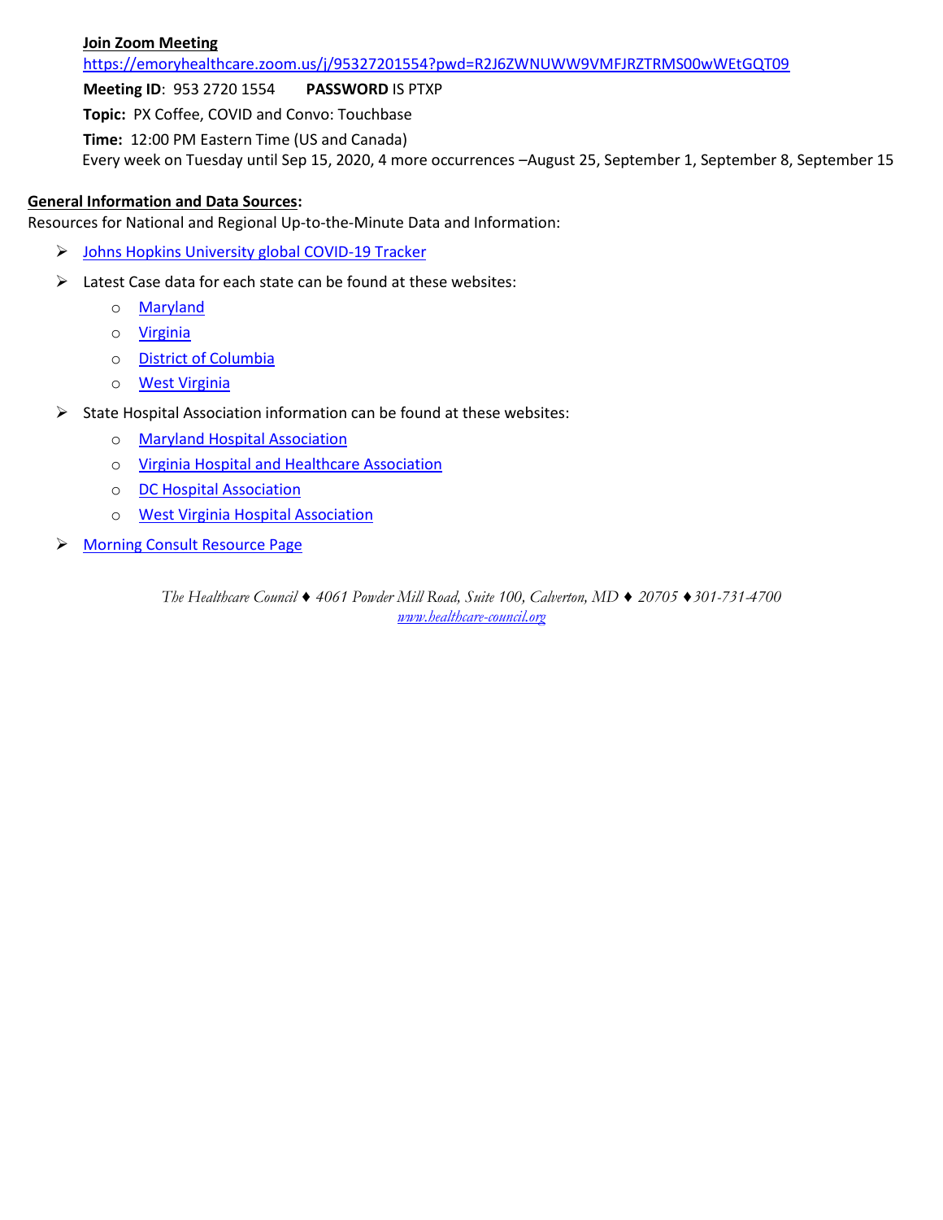**Join Zoom Meeting**

https://emoryhealthcare.zoom.us/j/95327201554?pwd=R2J6ZWNUWW9VMFJRZTRMS00wWEtGQT09

**Meeting ID**: 953 2720 1554 **PASSWORD** IS PTXP

**Topic:** PX Coffee, COVID and Convo: Touchbase

**Time:** 12:00 PM Eastern Time (US and Canada)

Every week on Tuesday until Sep 15, 2020, 4 more occurrences –August 25, September 1, September 8, September 15

**General Information and Data Sources:**

Resources for National and Regional Up-to-the-Minute Data and Information:

- Johns Hopkins University global COVID-19 Tracker
- Latest Case data for each state can be found at these websites:
  - Maryland
  - Virginia
  - District of Columbia
  - West Virginia
- State Hospital Association information can be found at these websites:
  - Maryland Hospital Association
  - Virginia Hospital and Healthcare Association
  - DC Hospital Association
  - West Virginia Hospital Association
- Morning Consult Resource Page

*The Healthcare Council ♦ 4061 Powder Mill Road, Suite 100, Calverton, MD ♦ 20705 ♦301-731-4700*
*www.healthcare-council.org*